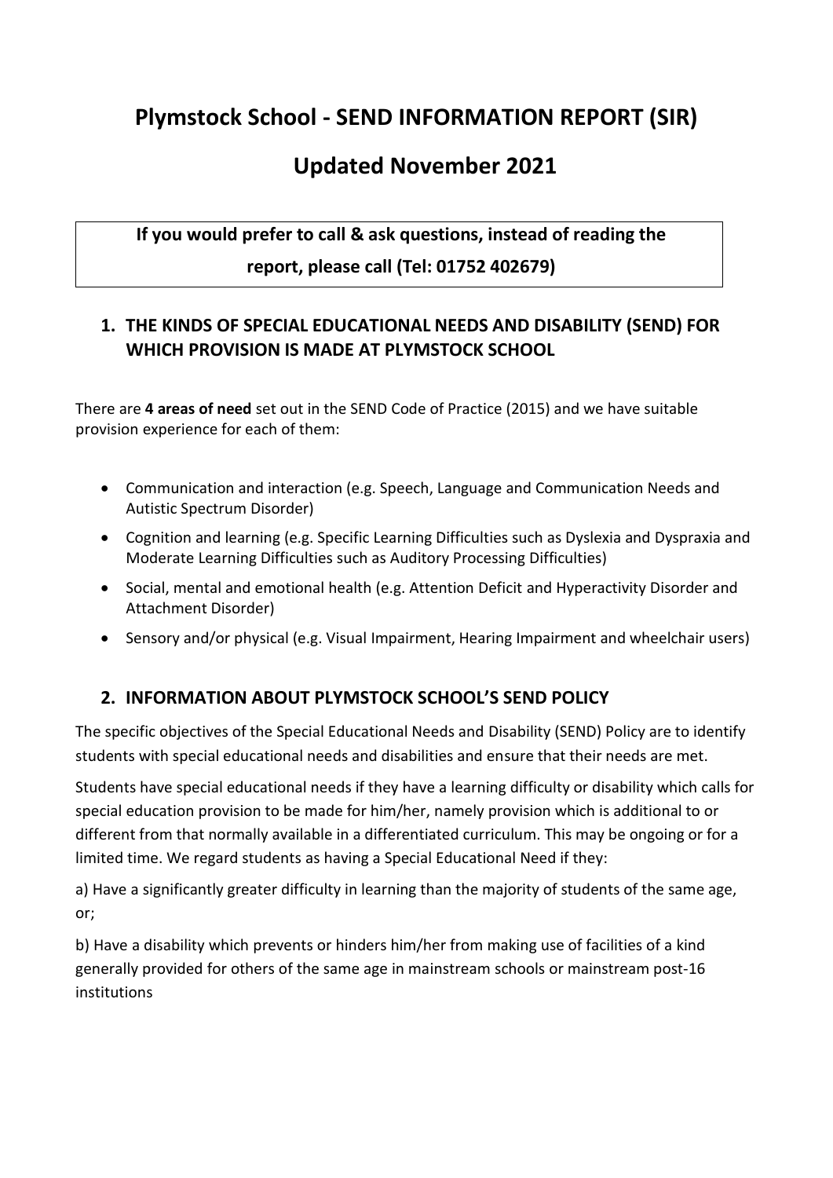# Plymstock School - SEND INFORMATION REPORT (SIR)

# Updated November 2021

**If you would prefer to call & ask questions, instead of reading the report, please call (Tel: 01752 402679)**

## 1. THE KINDS OF SPECIAL EDUCATIONAL NEEDS AND DISABILITY (SEND) FOR WHICH PROVISION IS MADE AT PLYMSTOCK SCHOOL

There are **4 areas of need** set out in the SEND Code of Practice (2015) and we have suitable provision experience for each of them:

- Communication and interaction (e.g. Speech, Language and Communication Needs and Autistic Spectrum Disorder)
- Cognition and learning (e.g. Specific Learning Difficulties such as Dyslexia and Dyspraxia and Moderate Learning Difficulties such as Auditory Processing Difficulties)
- Social, mental and emotional health (e.g. Attention Deficit and Hyperactivity Disorder and Attachment Disorder)
- Sensory and/or physical (e.g. Visual Impairment, Hearing Impairment and wheelchair users)

## 2. INFORMATION ABOUT PLYMSTOCK SCHOOL'S SEND POLICY

The specific objectives of the Special Educational Needs and Disability (SEND) Policy are to identify students with special educational needs and disabilities and ensure that their needs are met.

Students have special educational needs if they have a learning difficulty or disability which calls for special education provision to be made for him/her, namely provision which is additional to or different from that normally available in a differentiated curriculum. This may be ongoing or for a limited time. We regard students as having a Special Educational Need if they:

a) Have a significantly greater difficulty in learning than the majority of students of the same age, or;

b) Have a disability which prevents or hinders him/her from making use of facilities of a kind generally provided for others of the same age in mainstream schools or mainstream post-16 institutions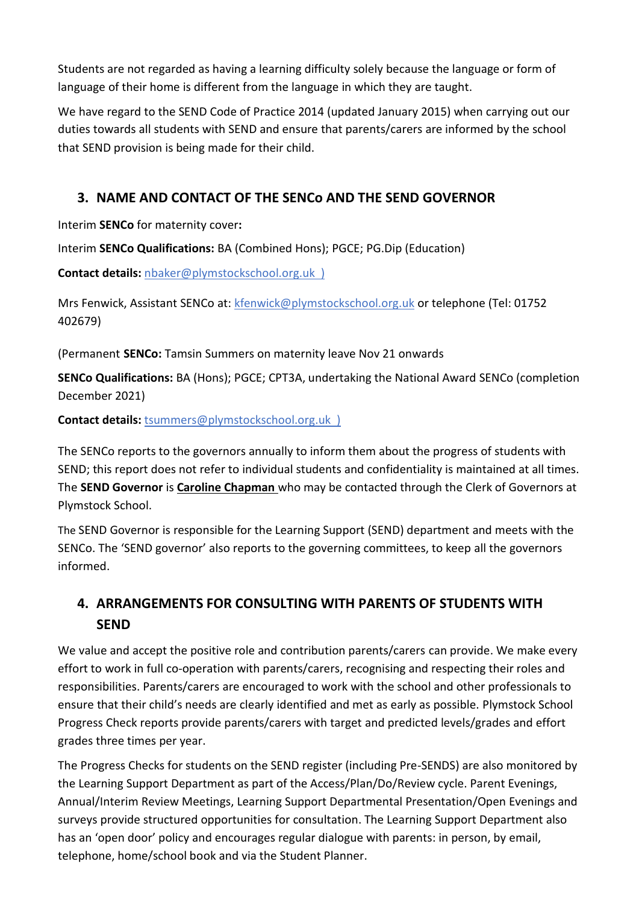Students are not regarded as having a learning difficulty solely because the language or form of language of their home is different from the language in which they are taught.

We have regard to the SEND Code of Practice 2014 (updated January 2015) when carrying out our duties towards all students with SEND and ensure that parents/carers are informed by the school that SEND provision is being made for their child.

## 3. NAME AND CONTACT OF THE SENCo AND THE SEND GOVERNOR

Interim **SENCo** for maternity cover**:**

Interim **SENCo Qualifications:** BA (Combined Hons); PGCE; PG.Dip (Education)

**Contact details:** nbaker@plymstockschool.org.uk )

Mrs Fenwick, Assistant SENCo at: kfenwick@plymstockschool.org.uk or telephone (Tel: 01752 402679)

(Permanent **SENCo:** Tamsin Summers on maternity leave Nov 21 onwards

**SENCo Qualifications:** BA (Hons); PGCE; CPT3A, undertaking the National Award SENCo (completion December 2021)

**Contact details:** tsummers@plymstockschool.org.uk )

The SENCo reports to the governors annually to inform them about the progress of students with SEND; this report does not refer to individual students and confidentiality is maintained at all times. The **SEND Governor** is **Caroline Chapman** who may be contacted through the Clerk of Governors at Plymstock School.

The SEND Governor is responsible for the Learning Support (SEND) department and meets with the SENCo. The 'SEND governor' also reports to the governing committees, to keep all the governors informed.

## 4. ARRANGEMENTS FOR CONSULTING WITH PARENTS OF STUDENTS WITH SEND

We value and accept the positive role and contribution parents/carers can provide. We make every effort to work in full co-operation with parents/carers, recognising and respecting their roles and responsibilities. Parents/carers are encouraged to work with the school and other professionals to ensure that their child's needs are clearly identified and met as early as possible. Plymstock School Progress Check reports provide parents/carers with target and predicted levels/grades and effort grades three times per year.

The Progress Checks for students on the SEND register (including Pre-SENDS) are also monitored by the Learning Support Department as part of the Access/Plan/Do/Review cycle. Parent Evenings, Annual/Interim Review Meetings, Learning Support Departmental Presentation/Open Evenings and surveys provide structured opportunities for consultation. The Learning Support Department also has an 'open door' policy and encourages regular dialogue with parents: in person, by email, telephone, home/school book and via the Student Planner.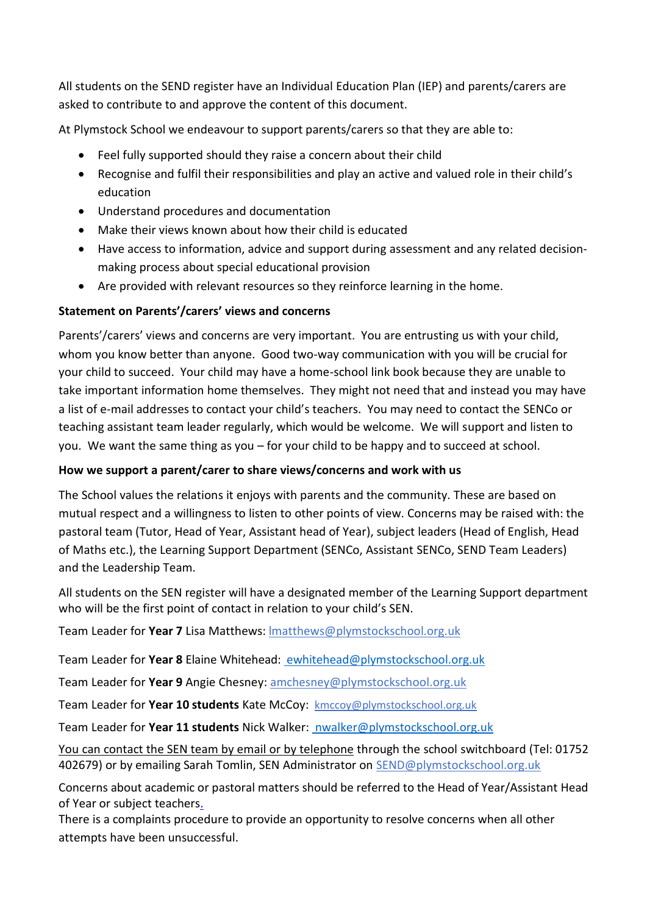All students on the SEND register have an Individual Education Plan (IEP) and parents/carers are asked to contribute to and approve the content of this document.

At Plymstock School we endeavour to support parents/carers so that they are able to:

- Feel fully supported should they raise a concern about their child
- Recognise and fulfil their responsibilities and play an active and valued role in their child's education
- Understand procedures and documentation
- Make their views known about how their child is educated
- Have access to information, advice and support during assessment and any related decision-making process about special educational provision
- Are provided with relevant resources so they reinforce learning in the home.

**Statement on Parents'/carers' views and concerns**

Parents'/carers' views and concerns are very important. You are entrusting us with your child, whom you know better than anyone. Good two-way communication with you will be crucial for your child to succeed. Your child may have a home-school link book because they are unable to take important information home themselves. They might not need that and instead you may have a list of e-mail addresses to contact your child's teachers. You may need to contact the SENCo or teaching assistant team leader regularly, which would be welcome. We will support and listen to you. We want the same thing as you – for your child to be happy and to succeed at school.

**How we support a parent/carer to share views/concerns and work with us**

The School values the relations it enjoys with parents and the community. These are based on mutual respect and a willingness to listen to other points of view. Concerns may be raised with: the pastoral team (Tutor, Head of Year, Assistant head of Year), subject leaders (Head of English, Head of Maths etc.), the Learning Support Department (SENCo, Assistant SENCo, SEND Team Leaders) and the Leadership Team.

All students on the SEN register will have a designated member of the Learning Support department who will be the first point of contact in relation to your child's SEN.

Team Leader for **Year 7** Lisa Matthews: lmatthews@plymstockschool.org.uk

Team Leader for **Year 8** Elaine Whitehead: ewhitehead@plymstockschool.org.uk

Team Leader for **Year 9** Angie Chesney: amchesney@plymstockschool.org.uk

Team Leader for **Year 10 students** Kate McCoy: kmccoy@plymstockschool.org.uk

Team Leader for **Year 11 students** Nick Walker: nwalker@plymstockschool.org.uk

You can contact the SEN team by email or by telephone through the school switchboard (Tel: 01752 402679) or by emailing Sarah Tomlin, SEN Administrator on SEND@plymstockschool.org.uk

Concerns about academic or pastoral matters should be referred to the Head of Year/Assistant Head of Year or subject teachers.

There is a complaints procedure to provide an opportunity to resolve concerns when all other attempts have been unsuccessful.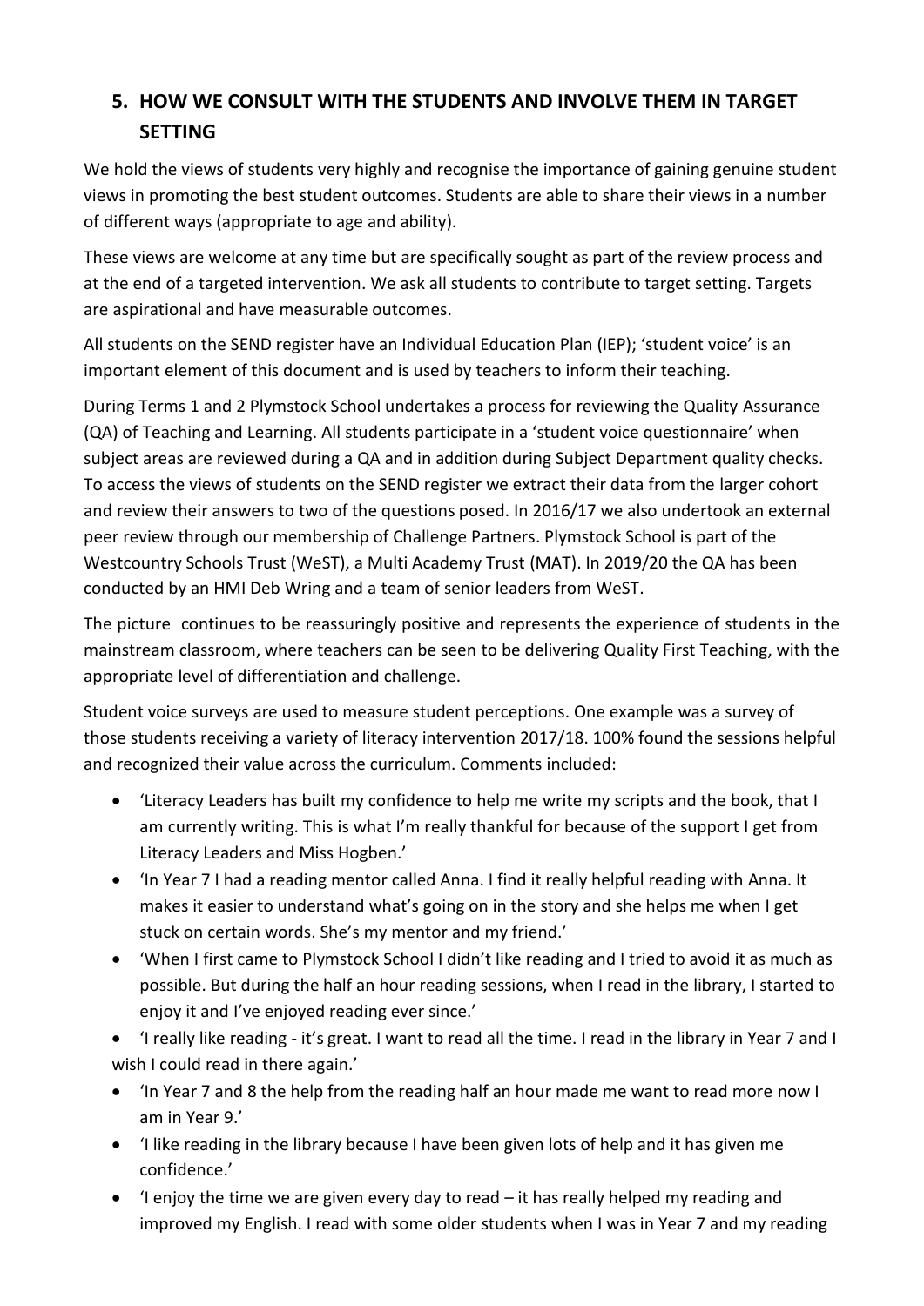## 5. HOW WE CONSULT WITH THE STUDENTS AND INVOLVE THEM IN TARGET SETTING

We hold the views of students very highly and recognise the importance of gaining genuine student views in promoting the best student outcomes. Students are able to share their views in a number of different ways (appropriate to age and ability).

These views are welcome at any time but are specifically sought as part of the review process and at the end of a targeted intervention. We ask all students to contribute to target setting. Targets are aspirational and have measurable outcomes.

All students on the SEND register have an Individual Education Plan (IEP); 'student voice' is an important element of this document and is used by teachers to inform their teaching.

During Terms 1 and 2 Plymstock School undertakes a process for reviewing the Quality Assurance (QA) of Teaching and Learning. All students participate in a 'student voice questionnaire' when subject areas are reviewed during a QA and in addition during Subject Department quality checks. To access the views of students on the SEND register we extract their data from the larger cohort and review their answers to two of the questions posed. In 2016/17 we also undertook an external peer review through our membership of Challenge Partners. Plymstock School is part of the Westcountry Schools Trust (WeST), a Multi Academy Trust (MAT). In 2019/20 the QA has been conducted by an HMI Deb Wring and a team of senior leaders from WeST.

The picture continues to be reassuringly positive and represents the experience of students in the mainstream classroom, where teachers can be seen to be delivering Quality First Teaching, with the appropriate level of differentiation and challenge.

Student voice surveys are used to measure student perceptions. One example was a survey of those students receiving a variety of literacy intervention 2017/18. 100% found the sessions helpful and recognized their value across the curriculum. Comments included:

- 'Literacy Leaders has built my confidence to help me write my scripts and the book, that I am currently writing. This is what I'm really thankful for because of the support I get from Literacy Leaders and Miss Hogben.'
- 'In Year 7 I had a reading mentor called Anna. I find it really helpful reading with Anna. It makes it easier to understand what's going on in the story and she helps me when I get stuck on certain words. She's my mentor and my friend.'
- 'When I first came to Plymstock School I didn't like reading and I tried to avoid it as much as possible. But during the half an hour reading sessions, when I read in the library, I started to enjoy it and I've enjoyed reading ever since.'
- 'I really like reading - it's great. I want to read all the time. I read in the library in Year 7 and I wish I could read in there again.'
- 'In Year 7 and 8 the help from the reading half an hour made me want to read more now I am in Year 9.'
- 'I like reading in the library because I have been given lots of help and it has given me confidence.'
- 'I enjoy the time we are given every day to read – it has really helped my reading and improved my English. I read with some older students when I was in Year 7 and my reading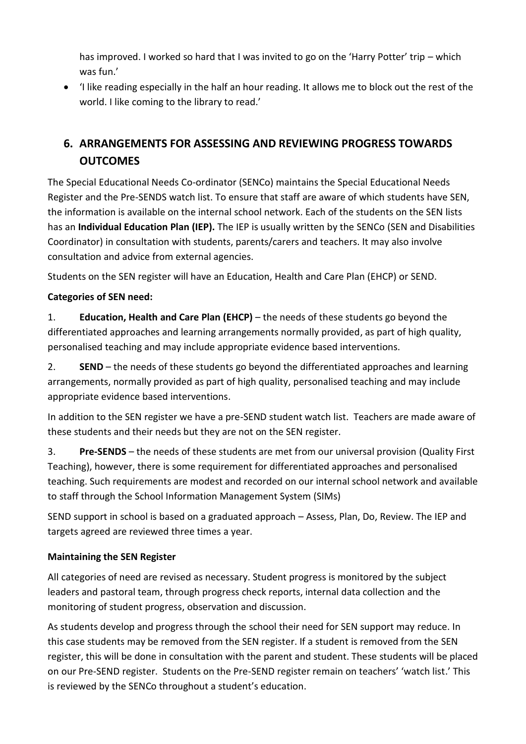has improved. I worked so hard that I was invited to go on the 'Harry Potter' trip – which was fun.'

- 'I like reading especially in the half an hour reading. It allows me to block out the rest of the world. I like coming to the library to read.'

## 6. ARRANGEMENTS FOR ASSESSING AND REVIEWING PROGRESS TOWARDS OUTCOMES

The Special Educational Needs Co-ordinator (SENCo) maintains the Special Educational Needs Register and the Pre-SENDS watch list. To ensure that staff are aware of which students have SEN, the information is available on the internal school network. Each of the students on the SEN lists has an **Individual Education Plan (IEP).** The IEP is usually written by the SENCo (SEN and Disabilities Coordinator) in consultation with students, parents/carers and teachers. It may also involve consultation and advice from external agencies.

Students on the SEN register will have an Education, Health and Care Plan (EHCP) or SEND.

**Categories of SEN need:**

1. **Education, Health and Care Plan (EHCP)** – the needs of these students go beyond the differentiated approaches and learning arrangements normally provided, as part of high quality, personalised teaching and may include appropriate evidence based interventions.

2. **SEND** – the needs of these students go beyond the differentiated approaches and learning arrangements, normally provided as part of high quality, personalised teaching and may include appropriate evidence based interventions.

In addition to the SEN register we have a pre-SEND student watch list. Teachers are made aware of these students and their needs but they are not on the SEN register.

3. **Pre-SENDS** – the needs of these students are met from our universal provision (Quality First Teaching), however, there is some requirement for differentiated approaches and personalised teaching. Such requirements are modest and recorded on our internal school network and available to staff through the School Information Management System (SIMs)

SEND support in school is based on a graduated approach – Assess, Plan, Do, Review. The IEP and targets agreed are reviewed three times a year.

**Maintaining the SEN Register**

All categories of need are revised as necessary. Student progress is monitored by the subject leaders and pastoral team, through progress check reports, internal data collection and the monitoring of student progress, observation and discussion.

As students develop and progress through the school their need for SEN support may reduce. In this case students may be removed from the SEN register. If a student is removed from the SEN register, this will be done in consultation with the parent and student. These students will be placed on our Pre-SEND register. Students on the Pre-SEND register remain on teachers' 'watch list.' This is reviewed by the SENCo throughout a student's education.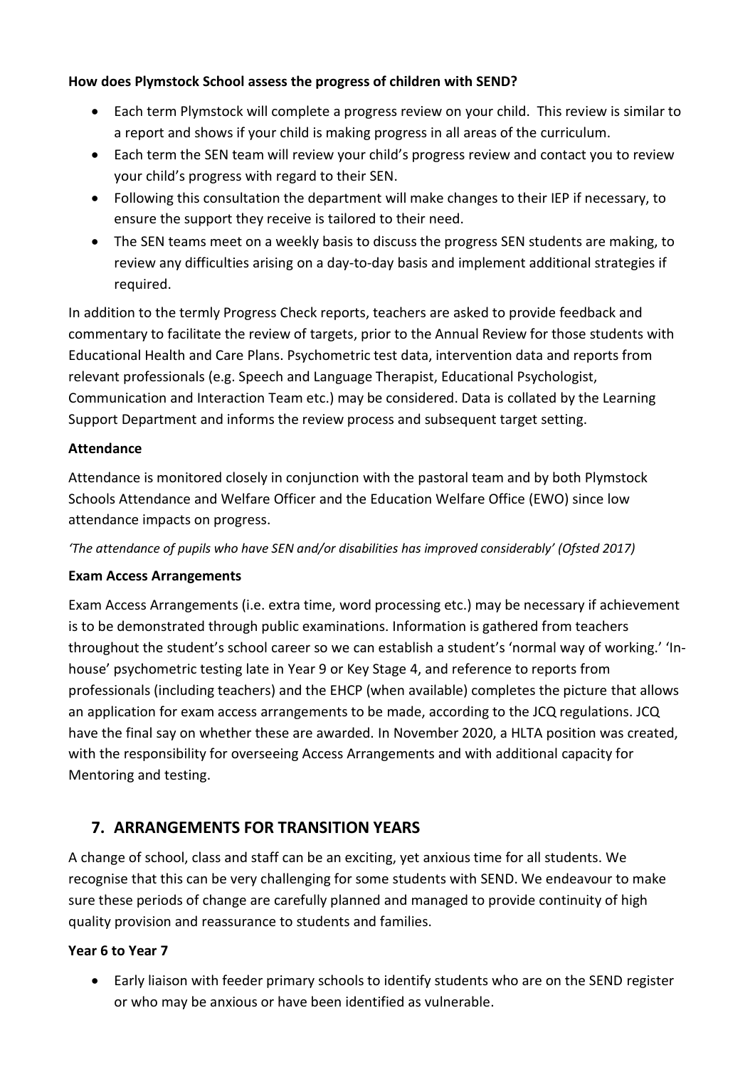**How does Plymstock School assess the progress of children with SEND?**

- Each term Plymstock will complete a progress review on your child. This review is similar to a report and shows if your child is making progress in all areas of the curriculum.
- Each term the SEN team will review your child's progress review and contact you to review your child's progress with regard to their SEN.
- Following this consultation the department will make changes to their IEP if necessary, to ensure the support they receive is tailored to their need.
- The SEN teams meet on a weekly basis to discuss the progress SEN students are making, to review any difficulties arising on a day-to-day basis and implement additional strategies if required.

In addition to the termly Progress Check reports, teachers are asked to provide feedback and commentary to facilitate the review of targets, prior to the Annual Review for those students with Educational Health and Care Plans. Psychometric test data, intervention data and reports from relevant professionals (e.g. Speech and Language Therapist, Educational Psychologist, Communication and Interaction Team etc.) may be considered. Data is collated by the Learning Support Department and informs the review process and subsequent target setting.

**Attendance**

Attendance is monitored closely in conjunction with the pastoral team and by both Plymstock Schools Attendance and Welfare Officer and the Education Welfare Office (EWO) since low attendance impacts on progress.

*'The attendance of pupils who have SEN and/or disabilities has improved considerably' (Ofsted 2017)*

**Exam Access Arrangements**

Exam Access Arrangements (i.e. extra time, word processing etc.) may be necessary if achievement is to be demonstrated through public examinations. Information is gathered from teachers throughout the student's school career so we can establish a student's 'normal way of working.' 'In-house' psychometric testing late in Year 9 or Key Stage 4, and reference to reports from professionals (including teachers) and the EHCP (when available) completes the picture that allows an application for exam access arrangements to be made, according to the JCQ regulations. JCQ have the final say on whether these are awarded. In November 2020, a HLTA position was created, with the responsibility for overseeing Access Arrangements and with additional capacity for Mentoring and testing.

## 7. ARRANGEMENTS FOR TRANSITION YEARS

A change of school, class and staff can be an exciting, yet anxious time for all students. We recognise that this can be very challenging for some students with SEND. We endeavour to make sure these periods of change are carefully planned and managed to provide continuity of high quality provision and reassurance to students and families.

**Year 6 to Year 7**

- Early liaison with feeder primary schools to identify students who are on the SEND register or who may be anxious or have been identified as vulnerable.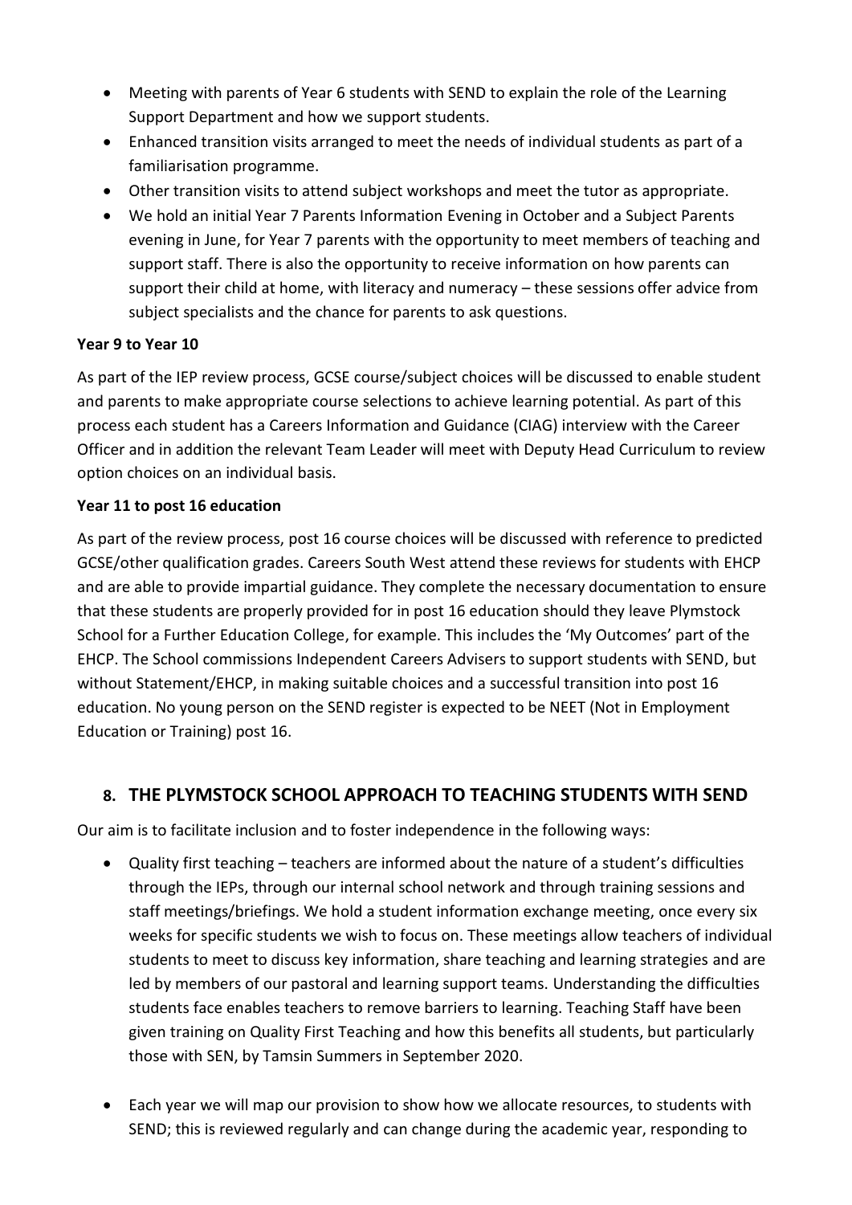- Meeting with parents of Year 6 students with SEND to explain the role of the Learning Support Department and how we support students.
- Enhanced transition visits arranged to meet the needs of individual students as part of a familiarisation programme.
- Other transition visits to attend subject workshops and meet the tutor as appropriate.
- We hold an initial Year 7 Parents Information Evening in October and a Subject Parents evening in June, for Year 7 parents with the opportunity to meet members of teaching and support staff. There is also the opportunity to receive information on how parents can support their child at home, with literacy and numeracy – these sessions offer advice from subject specialists and the chance for parents to ask questions.

**Year 9 to Year 10**

As part of the IEP review process, GCSE course/subject choices will be discussed to enable student and parents to make appropriate course selections to achieve learning potential. As part of this process each student has a Careers Information and Guidance (CIAG) interview with the Career Officer and in addition the relevant Team Leader will meet with Deputy Head Curriculum to review option choices on an individual basis.

**Year 11 to post 16 education**

As part of the review process, post 16 course choices will be discussed with reference to predicted GCSE/other qualification grades. Careers South West attend these reviews for students with EHCP and are able to provide impartial guidance. They complete the necessary documentation to ensure that these students are properly provided for in post 16 education should they leave Plymstock School for a Further Education College, for example. This includes the 'My Outcomes' part of the EHCP. The School commissions Independent Careers Advisers to support students with SEND, but without Statement/EHCP, in making suitable choices and a successful transition into post 16 education. No young person on the SEND register is expected to be NEET (Not in Employment Education or Training) post 16.

## 8. THE PLYMSTOCK SCHOOL APPROACH TO TEACHING STUDENTS WITH SEND

Our aim is to facilitate inclusion and to foster independence in the following ways:

- Quality first teaching – teachers are informed about the nature of a student's difficulties through the IEPs, through our internal school network and through training sessions and staff meetings/briefings. We hold a student information exchange meeting, once every six weeks for specific students we wish to focus on. These meetings allow teachers of individual students to meet to discuss key information, share teaching and learning strategies and are led by members of our pastoral and learning support teams. Understanding the difficulties students face enables teachers to remove barriers to learning. Teaching Staff have been given training on Quality First Teaching and how this benefits all students, but particularly those with SEN, by Tamsin Summers in September 2020.

- Each year we will map our provision to show how we allocate resources, to students with SEND; this is reviewed regularly and can change during the academic year, responding to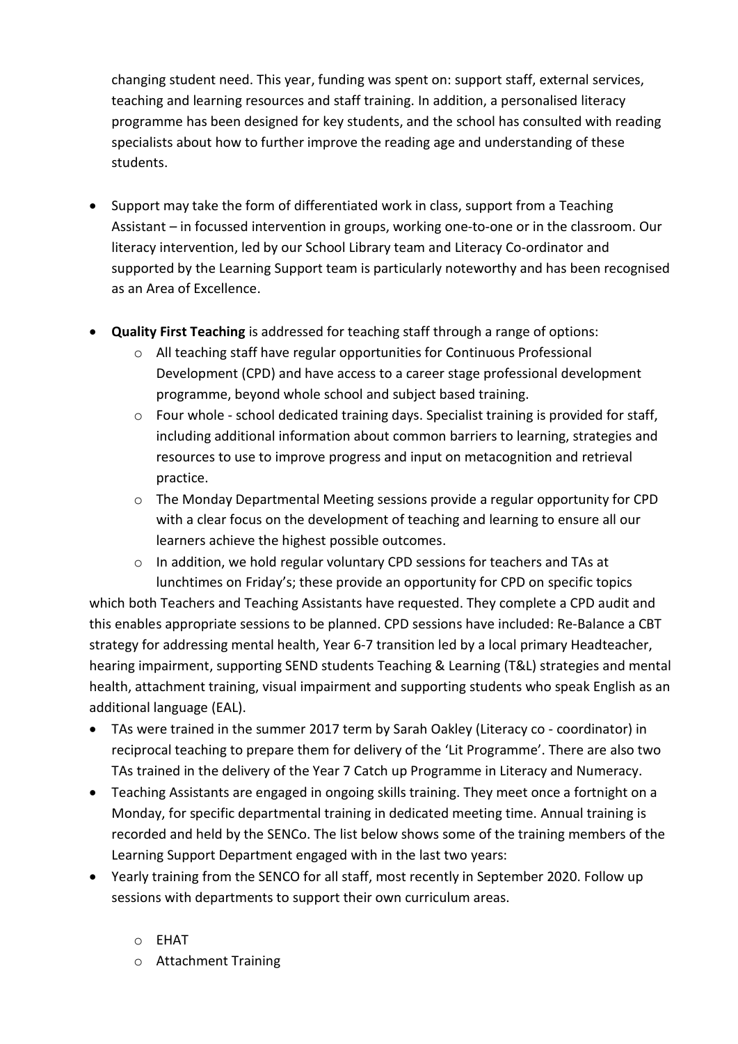changing student need. This year, funding was spent on: support staff, external services, teaching and learning resources and staff training. In addition, a personalised literacy programme has been designed for key students, and the school has consulted with reading specialists about how to further improve the reading age and understanding of these students.

- Support may take the form of differentiated work in class, support from a Teaching Assistant – in focussed intervention in groups, working one-to-one or in the classroom. Our literacy intervention, led by our School Library team and Literacy Co-ordinator and supported by the Learning Support team is particularly noteworthy and has been recognised as an Area of Excellence.

- **Quality First Teaching** is addressed for teaching staff through a range of options:
  - All teaching staff have regular opportunities for Continuous Professional Development (CPD) and have access to a career stage professional development programme, beyond whole school and subject based training.
  - Four whole - school dedicated training days. Specialist training is provided for staff, including additional information about common barriers to learning, strategies and resources to use to improve progress and input on metacognition and retrieval practice.
  - The Monday Departmental Meeting sessions provide a regular opportunity for CPD with a clear focus on the development of teaching and learning to ensure all our learners achieve the highest possible outcomes.
  - In addition, we hold regular voluntary CPD sessions for teachers and TAs at lunchtimes on Friday's; these provide an opportunity for CPD on specific topics

which both Teachers and Teaching Assistants have requested. They complete a CPD audit and this enables appropriate sessions to be planned. CPD sessions have included: Re-Balance a CBT strategy for addressing mental health, Year 6-7 transition led by a local primary Headteacher, hearing impairment, supporting SEND students Teaching & Learning (T&L) strategies and mental health, attachment training, visual impairment and supporting students who speak English as an additional language (EAL).

- TAs were trained in the summer 2017 term by Sarah Oakley (Literacy co - coordinator) in reciprocal teaching to prepare them for delivery of the 'Lit Programme'. There are also two TAs trained in the delivery of the Year 7 Catch up Programme in Literacy and Numeracy.
- Teaching Assistants are engaged in ongoing skills training. They meet once a fortnight on a Monday, for specific departmental training in dedicated meeting time. Annual training is recorded and held by the SENCo. The list below shows some of the training members of the Learning Support Department engaged with in the last two years:
- Yearly training from the SENCO for all staff, most recently in September 2020. Follow up sessions with departments to support their own curriculum areas.
  - EHAT
  - Attachment Training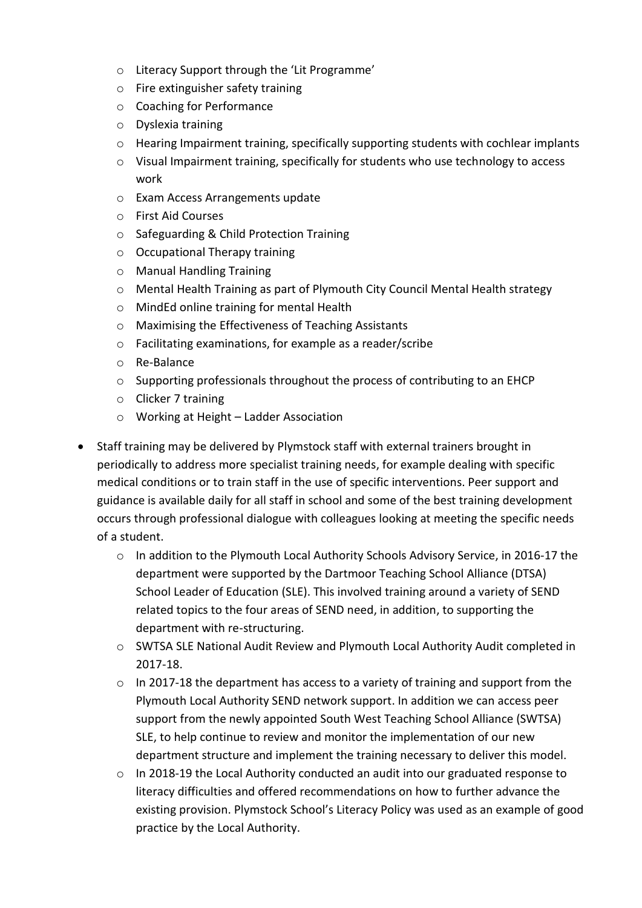- Literacy Support through the 'Lit Programme'
  - Fire extinguisher safety training
  - Coaching for Performance
  - Dyslexia training
  - Hearing Impairment training, specifically supporting students with cochlear implants
  - Visual Impairment training, specifically for students who use technology to access work
  - Exam Access Arrangements update
  - First Aid Courses
  - Safeguarding & Child Protection Training
  - Occupational Therapy training
  - Manual Handling Training
  - Mental Health Training as part of Plymouth City Council Mental Health strategy
  - MindEd online training for mental Health
  - Maximising the Effectiveness of Teaching Assistants
  - Facilitating examinations, for example as a reader/scribe
  - Re-Balance
  - Supporting professionals throughout the process of contributing to an EHCP
  - Clicker 7 training
  - Working at Height – Ladder Association

- Staff training may be delivered by Plymstock staff with external trainers brought in periodically to address more specialist training needs, for example dealing with specific medical conditions or to train staff in the use of specific interventions. Peer support and guidance is available daily for all staff in school and some of the best training development occurs through professional dialogue with colleagues looking at meeting the specific needs of a student.
  - In addition to the Plymouth Local Authority Schools Advisory Service, in 2016-17 the department were supported by the Dartmoor Teaching School Alliance (DTSA) School Leader of Education (SLE). This involved training around a variety of SEND related topics to the four areas of SEND need, in addition, to supporting the department with re-structuring.
  - SWTSA SLE National Audit Review and Plymouth Local Authority Audit completed in 2017-18.
  - In 2017-18 the department has access to a variety of training and support from the Plymouth Local Authority SEND network support. In addition we can access peer support from the newly appointed South West Teaching School Alliance (SWTSA) SLE, to help continue to review and monitor the implementation of our new department structure and implement the training necessary to deliver this model.
  - In 2018-19 the Local Authority conducted an audit into our graduated response to literacy difficulties and offered recommendations on how to further advance the existing provision. Plymstock School's Literacy Policy was used as an example of good practice by the Local Authority.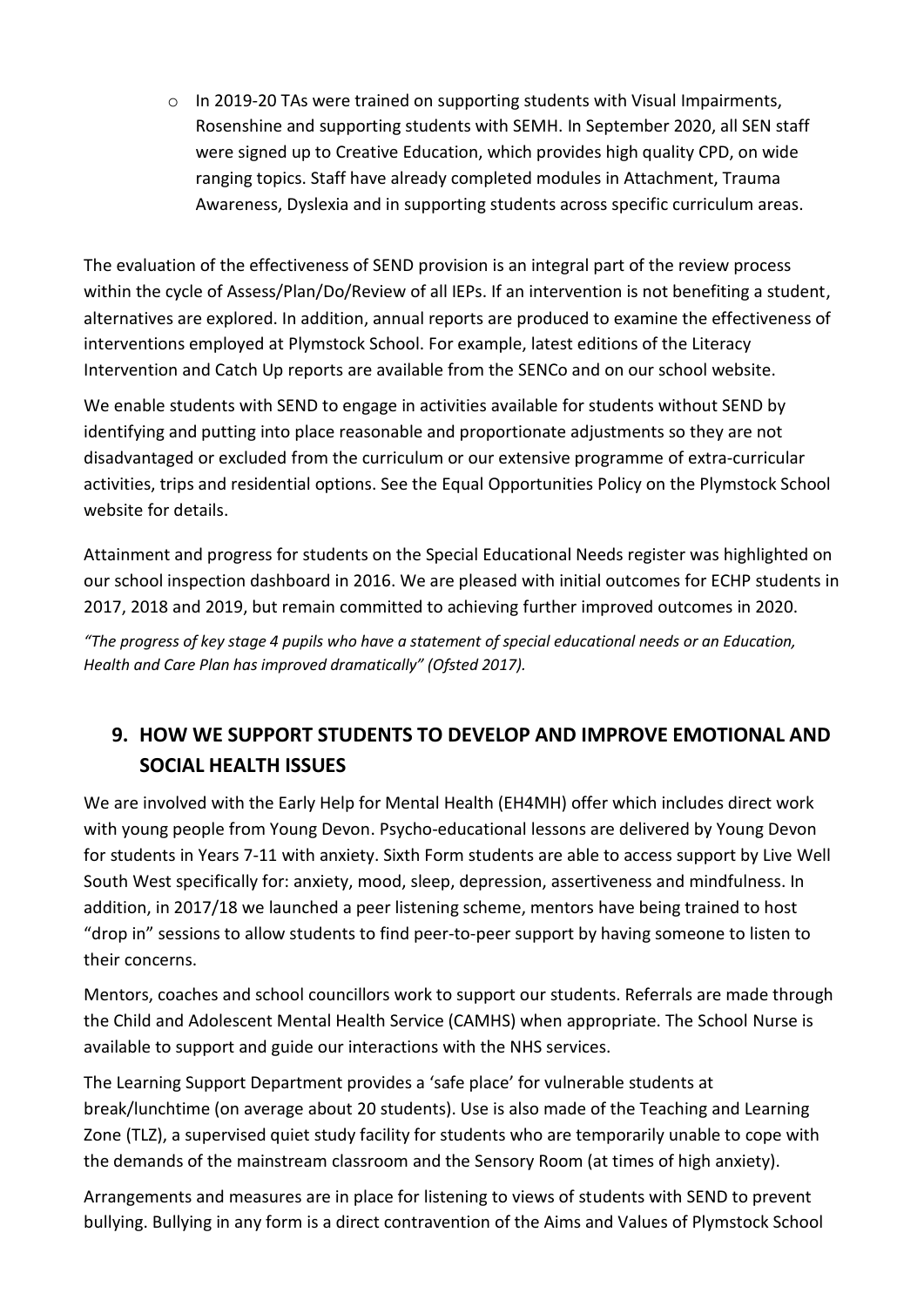- In 2019-20 TAs were trained on supporting students with Visual Impairments, Rosenshine and supporting students with SEMH. In September 2020, all SEN staff were signed up to Creative Education, which provides high quality CPD, on wide ranging topics. Staff have already completed modules in Attachment, Trauma Awareness, Dyslexia and in supporting students across specific curriculum areas.

The evaluation of the effectiveness of SEND provision is an integral part of the review process within the cycle of Assess/Plan/Do/Review of all IEPs. If an intervention is not benefiting a student, alternatives are explored. In addition, annual reports are produced to examine the effectiveness of interventions employed at Plymstock School. For example, latest editions of the Literacy Intervention and Catch Up reports are available from the SENCo and on our school website.

We enable students with SEND to engage in activities available for students without SEND by identifying and putting into place reasonable and proportionate adjustments so they are not disadvantaged or excluded from the curriculum or our extensive programme of extra-curricular activities, trips and residential options. See the Equal Opportunities Policy on the Plymstock School website for details.

Attainment and progress for students on the Special Educational Needs register was highlighted on our school inspection dashboard in 2016. We are pleased with initial outcomes for ECHP students in 2017, 2018 and 2019, but remain committed to achieving further improved outcomes in 2020.

*"The progress of key stage 4 pupils who have a statement of special educational needs or an Education, Health and Care Plan has improved dramatically" (Ofsted 2017).*

## 9. HOW WE SUPPORT STUDENTS TO DEVELOP AND IMPROVE EMOTIONAL AND SOCIAL HEALTH ISSUES

We are involved with the Early Help for Mental Health (EH4MH) offer which includes direct work with young people from Young Devon. Psycho-educational lessons are delivered by Young Devon for students in Years 7-11 with anxiety. Sixth Form students are able to access support by Live Well South West specifically for: anxiety, mood, sleep, depression, assertiveness and mindfulness. In addition, in 2017/18 we launched a peer listening scheme, mentors have being trained to host "drop in" sessions to allow students to find peer-to-peer support by having someone to listen to their concerns.

Mentors, coaches and school councillors work to support our students. Referrals are made through the Child and Adolescent Mental Health Service (CAMHS) when appropriate. The School Nurse is available to support and guide our interactions with the NHS services.

The Learning Support Department provides a 'safe place' for vulnerable students at break/lunchtime (on average about 20 students). Use is also made of the Teaching and Learning Zone (TLZ), a supervised quiet study facility for students who are temporarily unable to cope with the demands of the mainstream classroom and the Sensory Room (at times of high anxiety).

Arrangements and measures are in place for listening to views of students with SEND to prevent bullying. Bullying in any form is a direct contravention of the Aims and Values of Plymstock School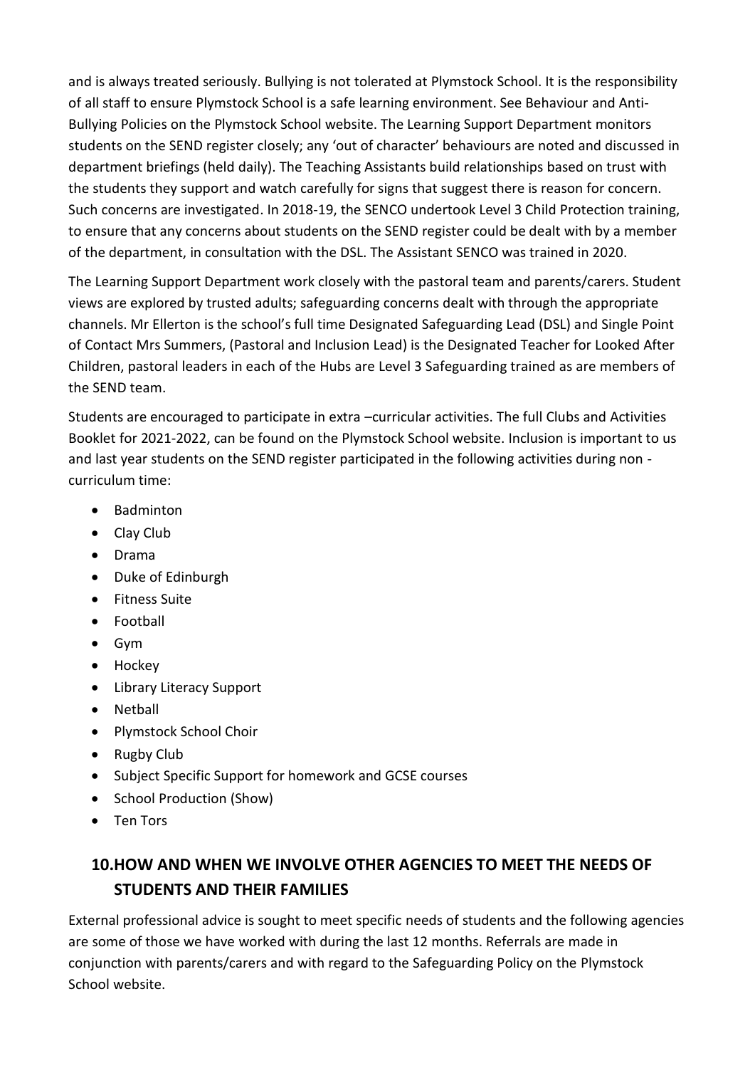and is always treated seriously. Bullying is not tolerated at Plymstock School. It is the responsibility of all staff to ensure Plymstock School is a safe learning environment. See Behaviour and Anti-Bullying Policies on the Plymstock School website. The Learning Support Department monitors students on the SEND register closely; any 'out of character' behaviours are noted and discussed in department briefings (held daily). The Teaching Assistants build relationships based on trust with the students they support and watch carefully for signs that suggest there is reason for concern. Such concerns are investigated. In 2018-19, the SENCO undertook Level 3 Child Protection training, to ensure that any concerns about students on the SEND register could be dealt with by a member of the department, in consultation with the DSL. The Assistant SENCO was trained in 2020.

The Learning Support Department work closely with the pastoral team and parents/carers. Student views are explored by trusted adults; safeguarding concerns dealt with through the appropriate channels. Mr Ellerton is the school's full time Designated Safeguarding Lead (DSL) and Single Point of Contact Mrs Summers, (Pastoral and Inclusion Lead) is the Designated Teacher for Looked After Children, pastoral leaders in each of the Hubs are Level 3 Safeguarding trained as are members of the SEND team.

Students are encouraged to participate in extra –curricular activities. The full Clubs and Activities Booklet for 2021-2022, can be found on the Plymstock School website. Inclusion is important to us and last year students on the SEND register participated in the following activities during non - curriculum time:

- Badminton
- Clay Club
- Drama
- Duke of Edinburgh
- Fitness Suite
- Football
- Gym
- Hockey
- Library Literacy Support
- Netball
- Plymstock School Choir
- Rugby Club
- Subject Specific Support for homework and GCSE courses
- School Production (Show)
- Ten Tors

## 10. HOW AND WHEN WE INVOLVE OTHER AGENCIES TO MEET THE NEEDS OF STUDENTS AND THEIR FAMILIES

External professional advice is sought to meet specific needs of students and the following agencies are some of those we have worked with during the last 12 months. Referrals are made in conjunction with parents/carers and with regard to the Safeguarding Policy on the Plymstock School website.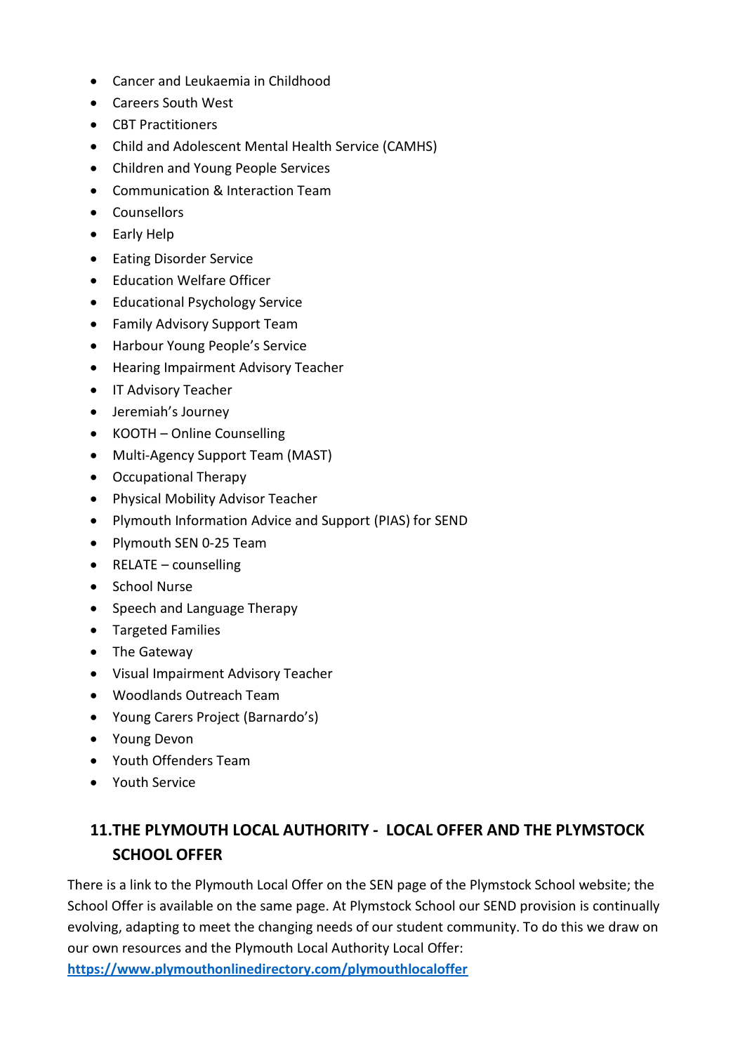- Cancer and Leukaemia in Childhood
- Careers South West
- CBT Practitioners
- Child and Adolescent Mental Health Service (CAMHS)
- Children and Young People Services
- Communication & Interaction Team
- Counsellors
- Early Help
- Eating Disorder Service
- Education Welfare Officer
- Educational Psychology Service
- Family Advisory Support Team
- Harbour Young People's Service
- Hearing Impairment Advisory Teacher
- IT Advisory Teacher
- Jeremiah's Journey
- KOOTH – Online Counselling
- Multi-Agency Support Team (MAST)
- Occupational Therapy
- Physical Mobility Advisor Teacher
- Plymouth Information Advice and Support (PIAS) for SEND
- Plymouth SEN 0-25 Team
- RELATE – counselling
- School Nurse
- Speech and Language Therapy
- Targeted Families
- The Gateway
- Visual Impairment Advisory Teacher
- Woodlands Outreach Team
- Young Carers Project (Barnardo's)
- Young Devon
- Youth Offenders Team
- Youth Service

## 11. THE PLYMOUTH LOCAL AUTHORITY - LOCAL OFFER AND THE PLYMSTOCK SCHOOL OFFER

There is a link to the Plymouth Local Offer on the SEN page of the Plymstock School website; the School Offer is available on the same page. At Plymstock School our SEND provision is continually evolving, adapting to meet the changing needs of our student community. To do this we draw on our own resources and the Plymouth Local Authority Local Offer:
**https://www.plymouthonlinedirectory.com/plymouthlocaloffer**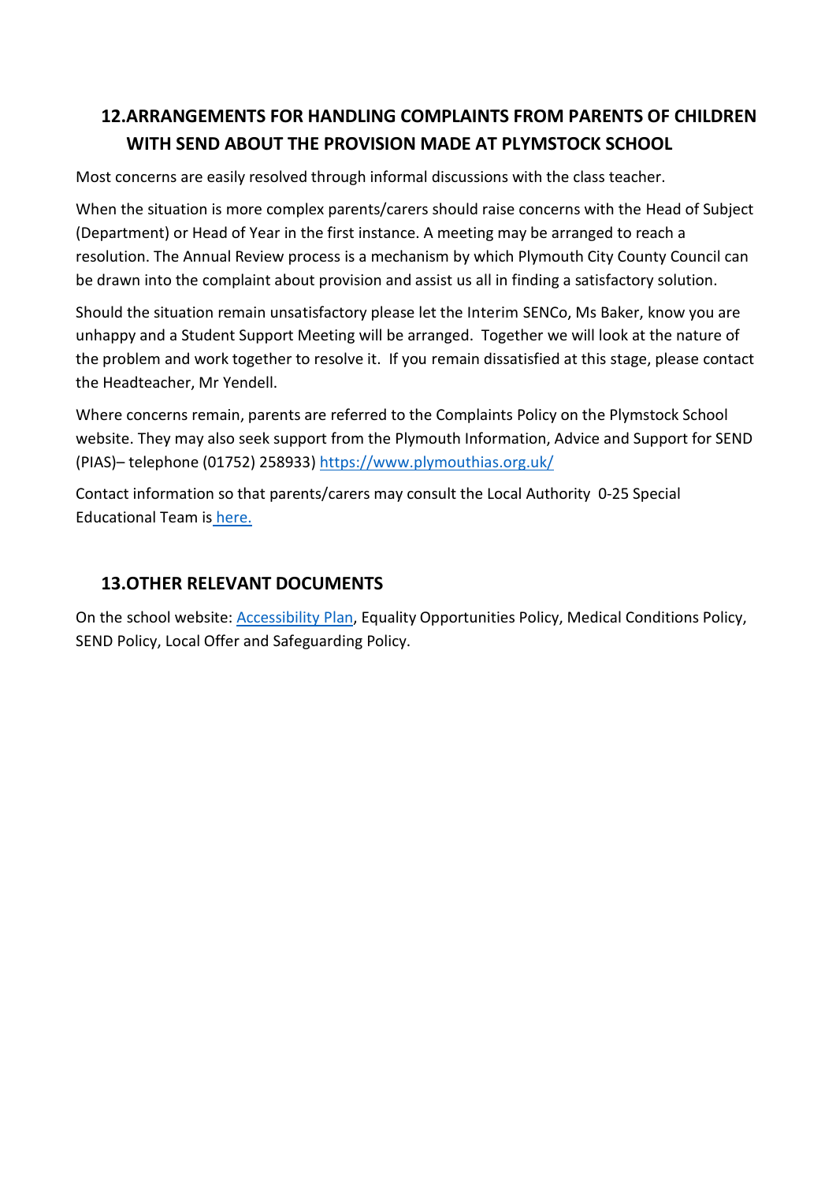## 12. ARRANGEMENTS FOR HANDLING COMPLAINTS FROM PARENTS OF CHILDREN WITH SEND ABOUT THE PROVISION MADE AT PLYMSTOCK SCHOOL

Most concerns are easily resolved through informal discussions with the class teacher.

When the situation is more complex parents/carers should raise concerns with the Head of Subject (Department) or Head of Year in the first instance. A meeting may be arranged to reach a resolution. The Annual Review process is a mechanism by which Plymouth City County Council can be drawn into the complaint about provision and assist us all in finding a satisfactory solution.

Should the situation remain unsatisfactory please let the Interim SENCo, Ms Baker, know you are unhappy and a Student Support Meeting will be arranged. Together we will look at the nature of the problem and work together to resolve it. If you remain dissatisfied at this stage, please contact the Headteacher, Mr Yendell.

Where concerns remain, parents are referred to the Complaints Policy on the Plymstock School website. They may also seek support from the Plymouth Information, Advice and Support for SEND (PIAS)– telephone (01752) 258933) https://www.plymouthias.org.uk/

Contact information so that parents/carers may consult the Local Authority 0-25 Special Educational Team is here.

## 13. OTHER RELEVANT DOCUMENTS

On the school website: Accessibility Plan, Equality Opportunities Policy, Medical Conditions Policy, SEND Policy, Local Offer and Safeguarding Policy.